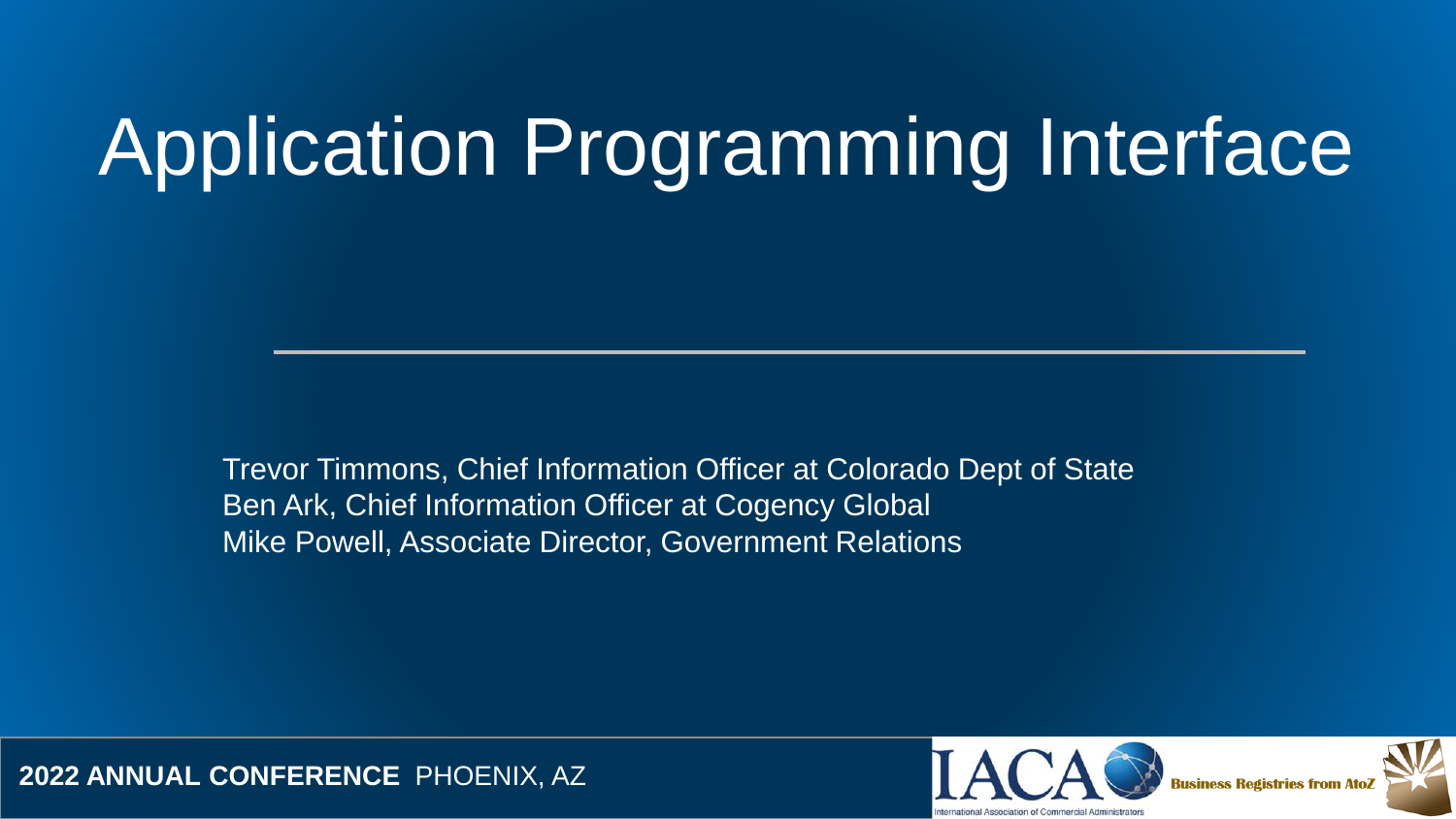# Application Programming Interface

Trevor Timmons, Chief Information Officer at Colorado Dept of State
Ben Ark, Chief Information Officer at Cogency Global
Mike Powell, Associate Director, Government Relations

**2022 ANNUAL CONFERENCE** PHOENIX, AZ

IACA International Association of Commercial Administrators

Business Registries from AtoZ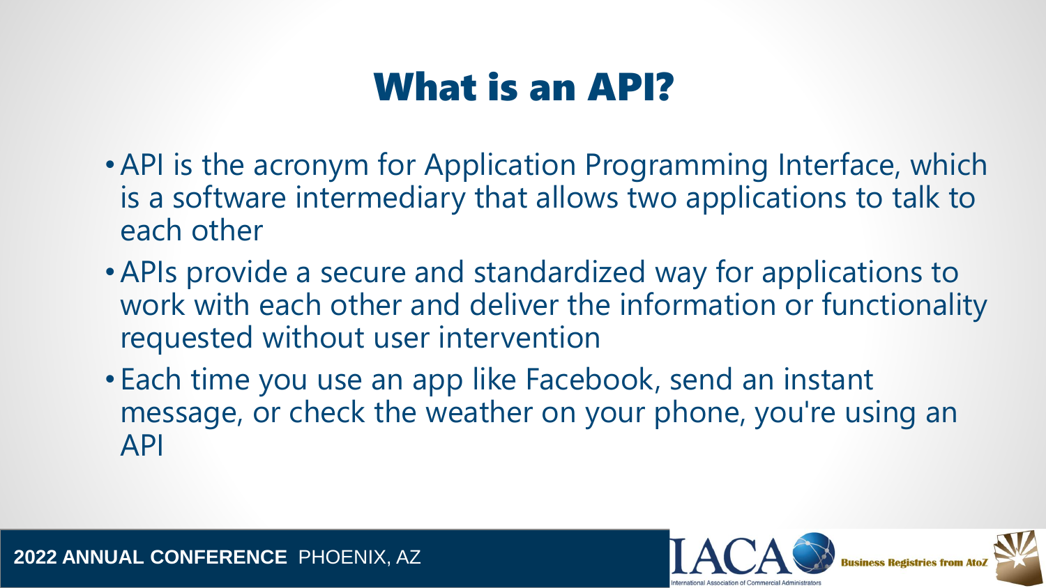# What is an API?

- API is the acronym for Application Programming Interface, which is a software intermediary that allows two applications to talk to each other
- APIs provide a secure and standardized way for applications to work with each other and deliver the information or functionality requested without user intervention
- Each time you use an app like Facebook, send an instant message, or check the weather on your phone, you're using an API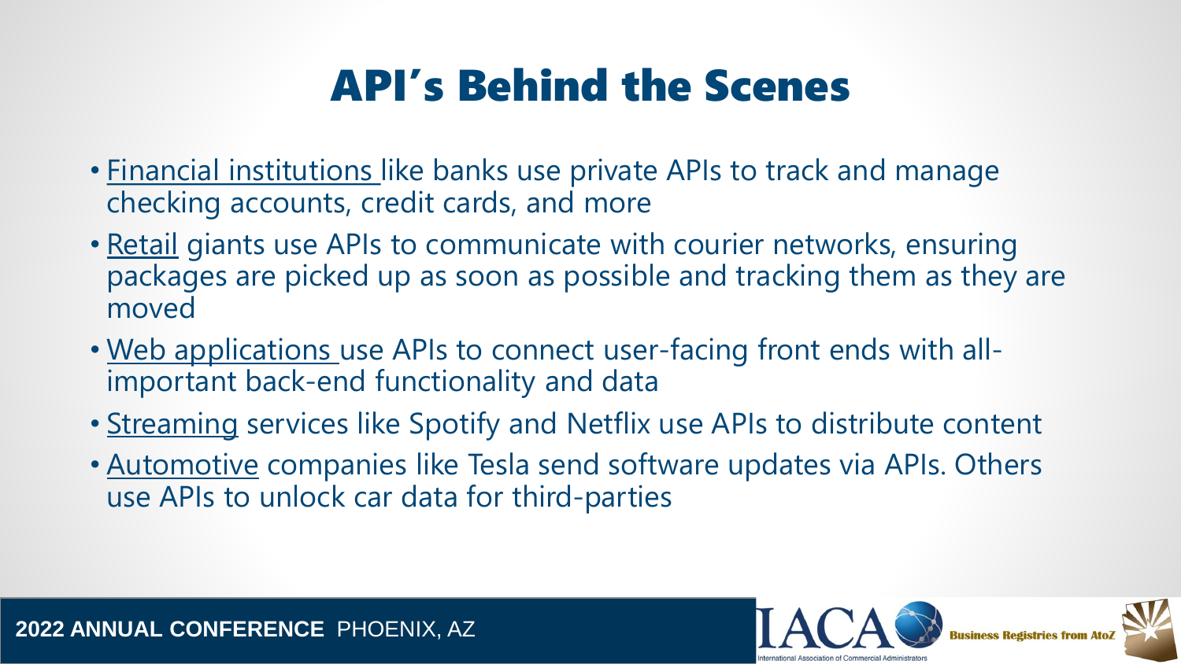# API's Behind the Scenes

- Financial institutions like banks use private APIs to track and manage checking accounts, credit cards, and more
- Retail giants use APIs to communicate with courier networks, ensuring packages are picked up as soon as possible and tracking them as they are moved
- Web applications use APIs to connect user-facing front ends with all-important back-end functionality and data
- Streaming services like Spotify and Netflix use APIs to distribute content
- Automotive companies like Tesla send software updates via APIs. Others use APIs to unlock car data for third-parties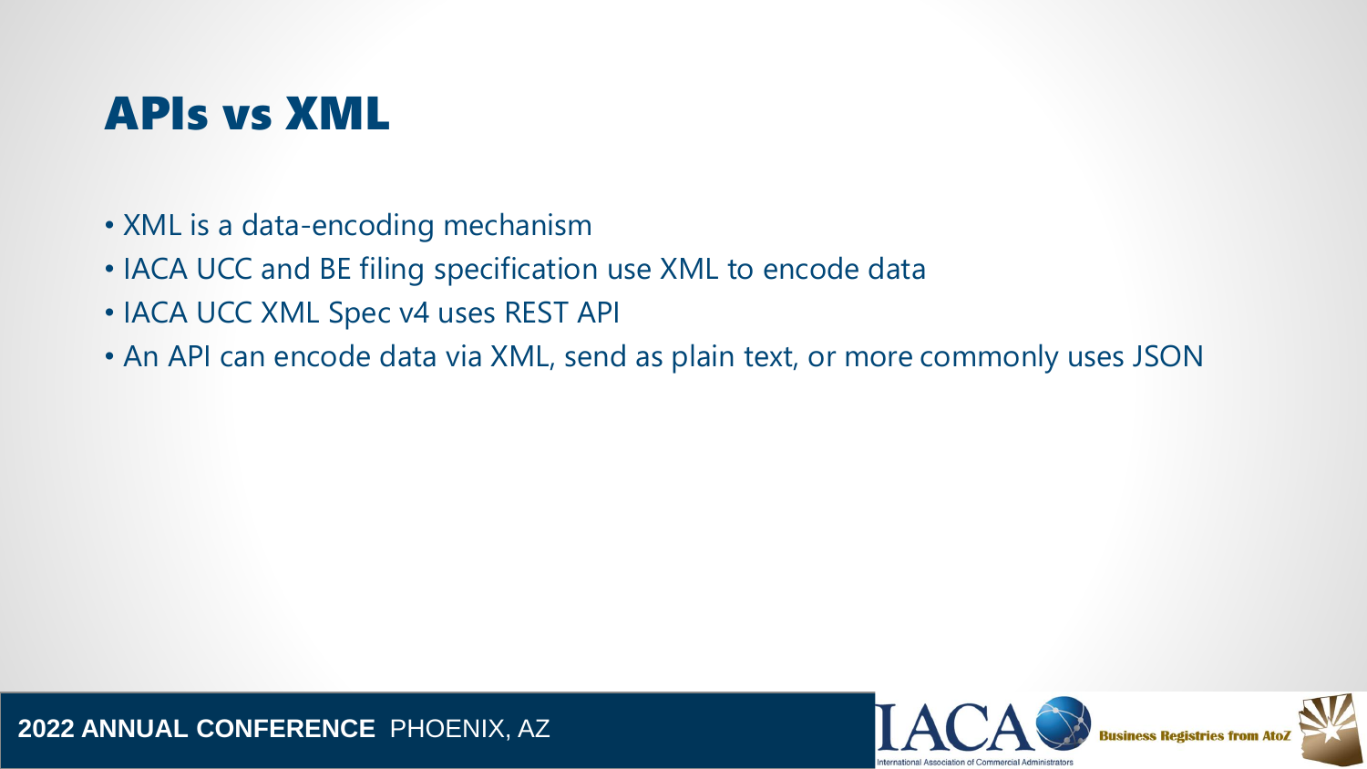# APIs vs XML

- XML is a data-encoding mechanism
- IACA UCC and BE filing specification use XML to encode data
- IACA UCC XML Spec v4 uses REST API
- An API can encode data via XML, send as plain text, or more commonly uses JSON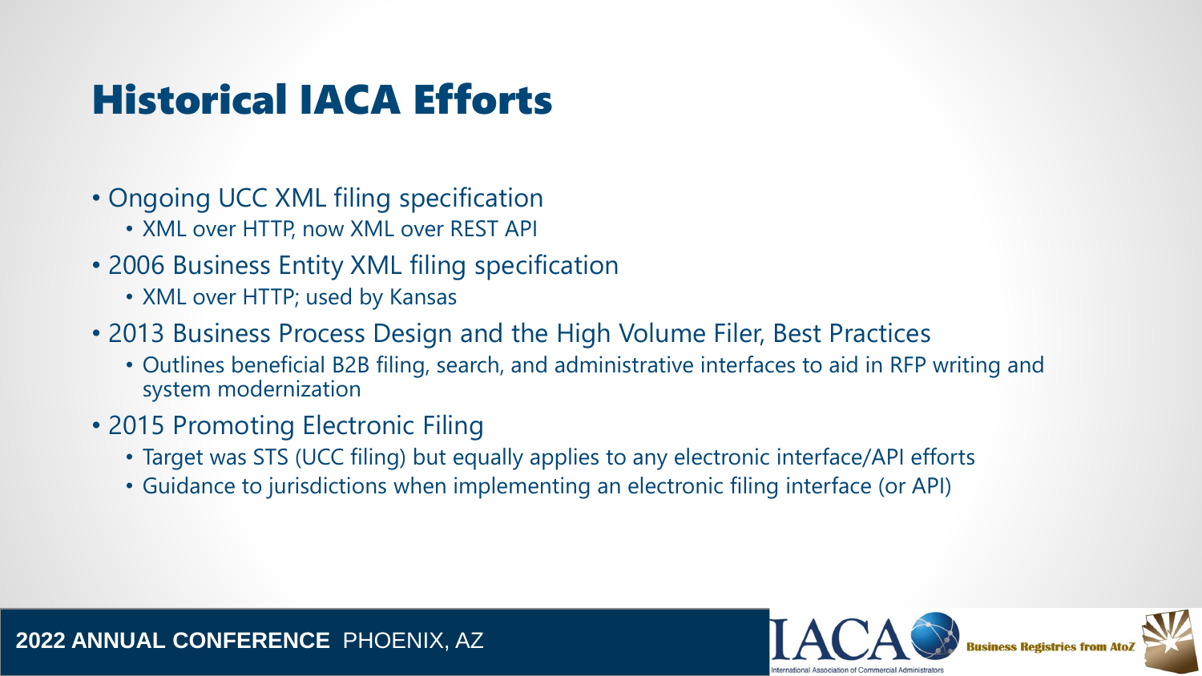# Historical IACA Efforts

- Ongoing UCC XML filing specification
  - XML over HTTP, now XML over REST API
- 2006 Business Entity XML filing specification
  - XML over HTTP; used by Kansas
- 2013 Business Process Design and the High Volume Filer, Best Practices
  - Outlines beneficial B2B filing, search, and administrative interfaces to aid in RFP writing and system modernization
- 2015 Promoting Electronic Filing
  - Target was STS (UCC filing) but equally applies to any electronic interface/API efforts
  - Guidance to jurisdictions when implementing an electronic filing interface (or API)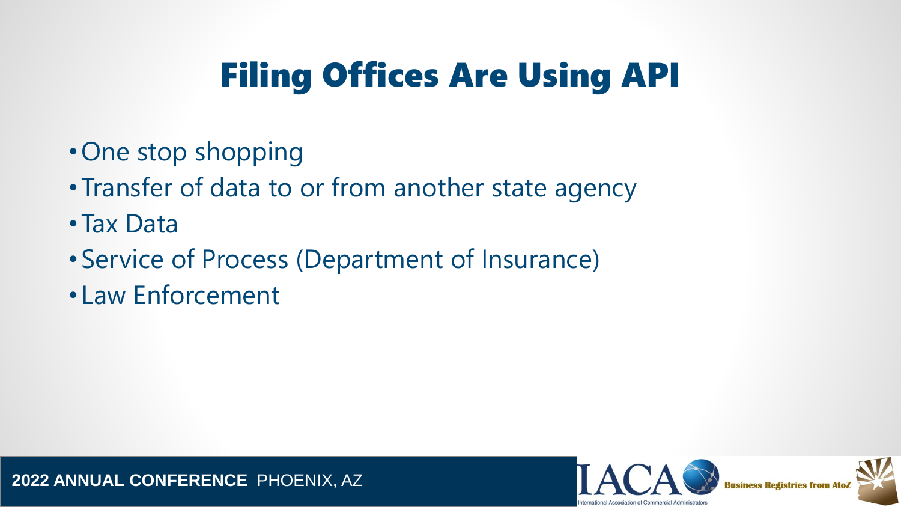# Filing Offices Are Using API

- One stop shopping
- Transfer of data to or from another state agency
- Tax Data
- Service of Process (Department of Insurance)
- Law Enforcement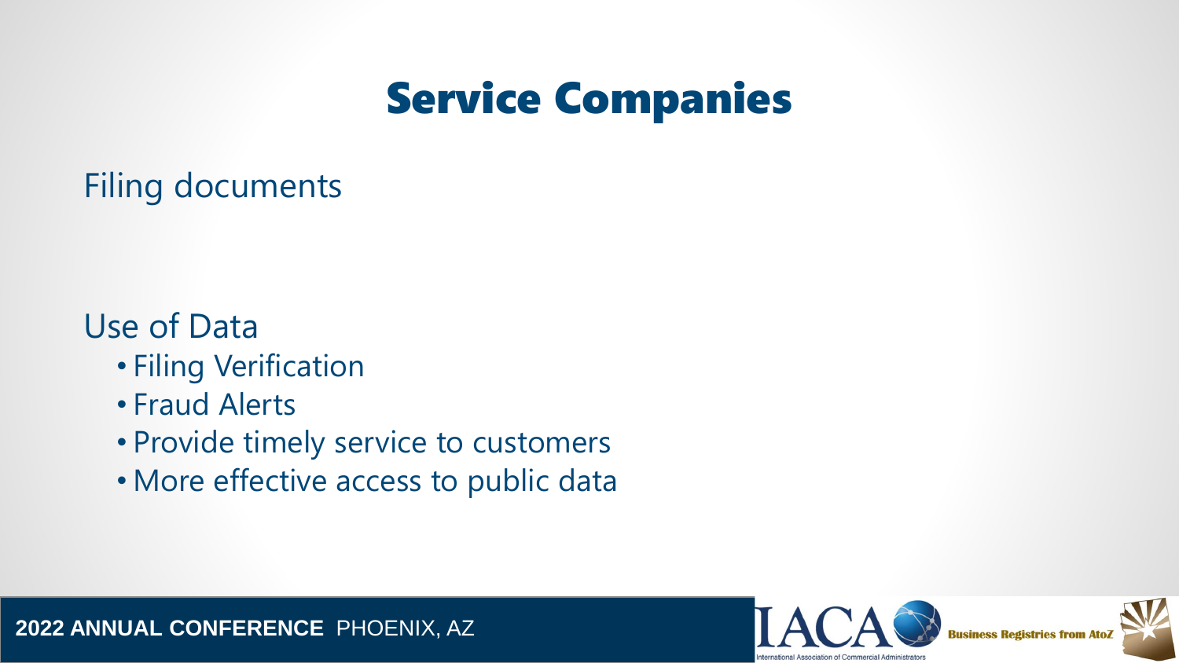# Service Companies

Filing documents

Use of Data

- Filing Verification
- Fraud Alerts
- Provide timely service to customers
- More effective access to public data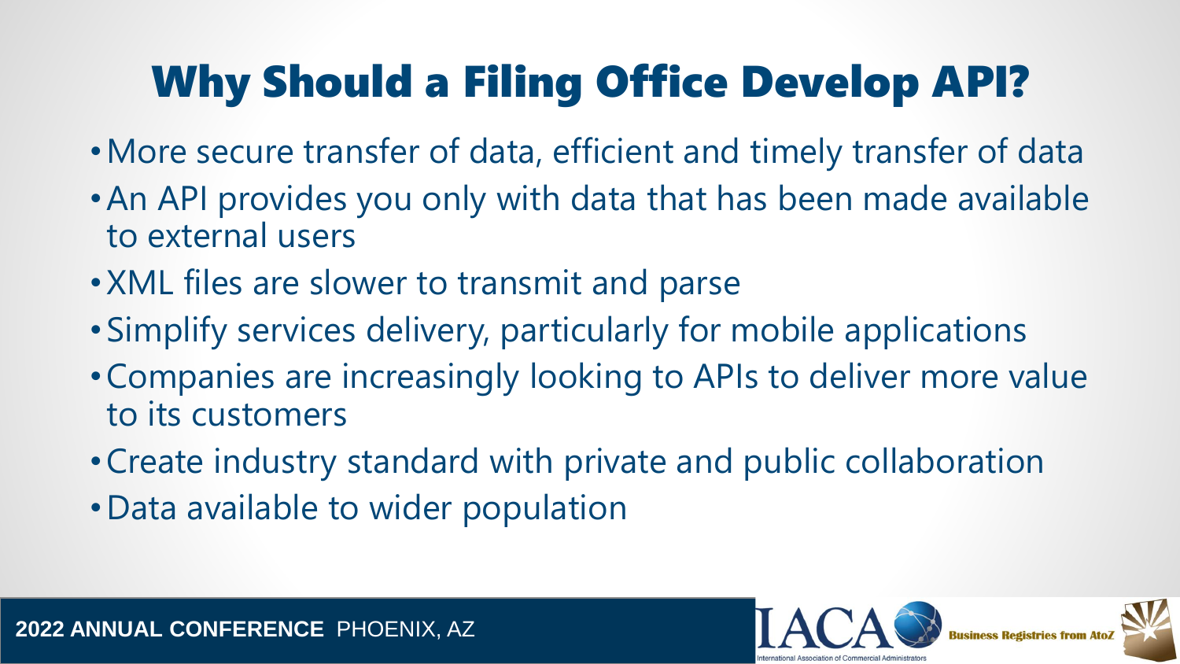# Why Should a Filing Office Develop API?

- More secure transfer of data, efficient and timely transfer of data
- An API provides you only with data that has been made available to external users
- XML files are slower to transmit and parse
- Simplify services delivery, particularly for mobile applications
- Companies are increasingly looking to APIs to deliver more value to its customers
- Create industry standard with private and public collaboration
- Data available to wider population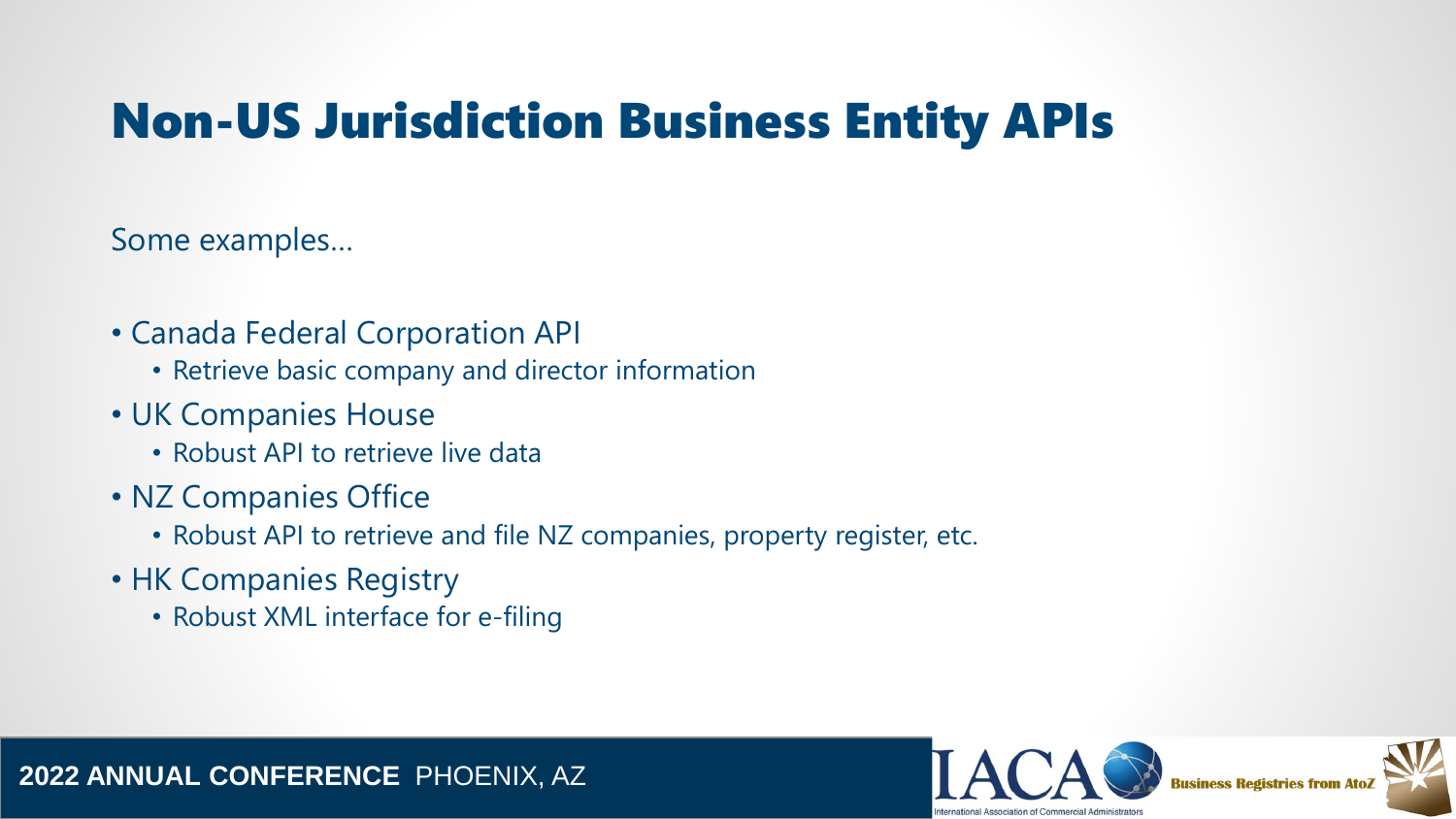# Non-US Jurisdiction Business Entity APIs

Some examples…

- Canada Federal Corporation API
  - Retrieve basic company and director information
- UK Companies House
  - Robust API to retrieve live data
- NZ Companies Office
  - Robust API to retrieve and file NZ companies, property register, etc.
- HK Companies Registry
  - Robust XML interface for e-filing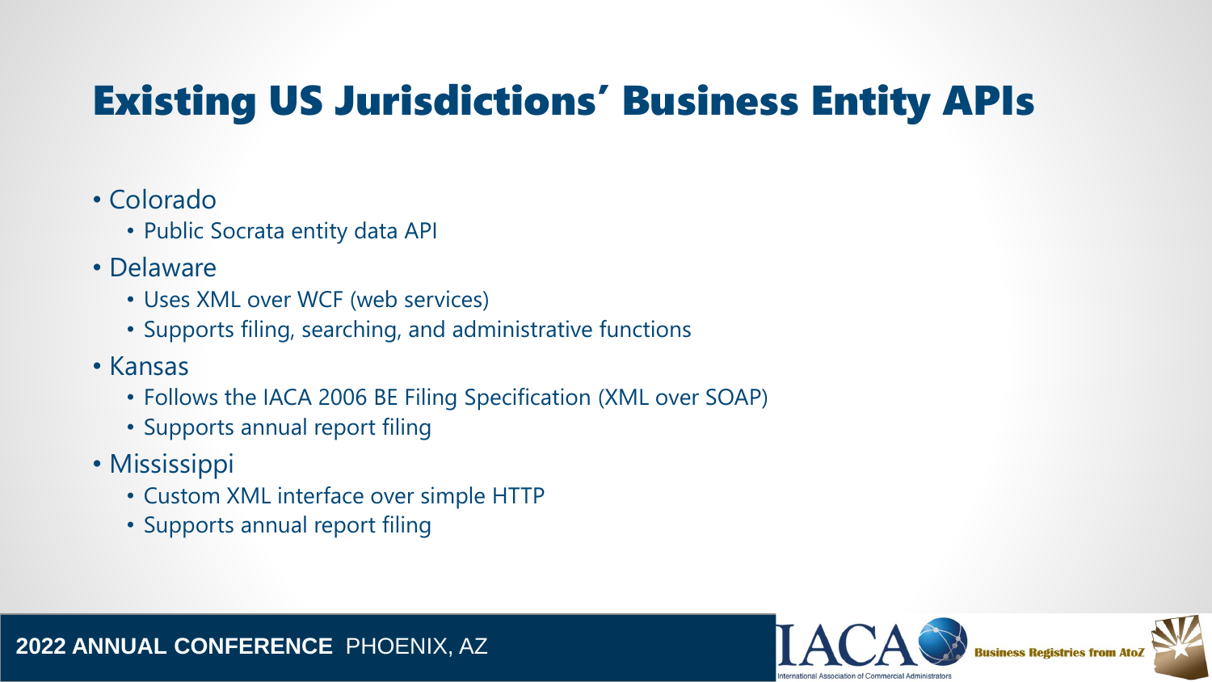# Existing US Jurisdictions' Business Entity APIs

- Colorado
  - Public Socrata entity data API
- Delaware
  - Uses XML over WCF (web services)
  - Supports filing, searching, and administrative functions
- Kansas
  - Follows the IACA 2006 BE Filing Specification (XML over SOAP)
  - Supports annual report filing
- Mississippi
  - Custom XML interface over simple HTTP
  - Supports annual report filing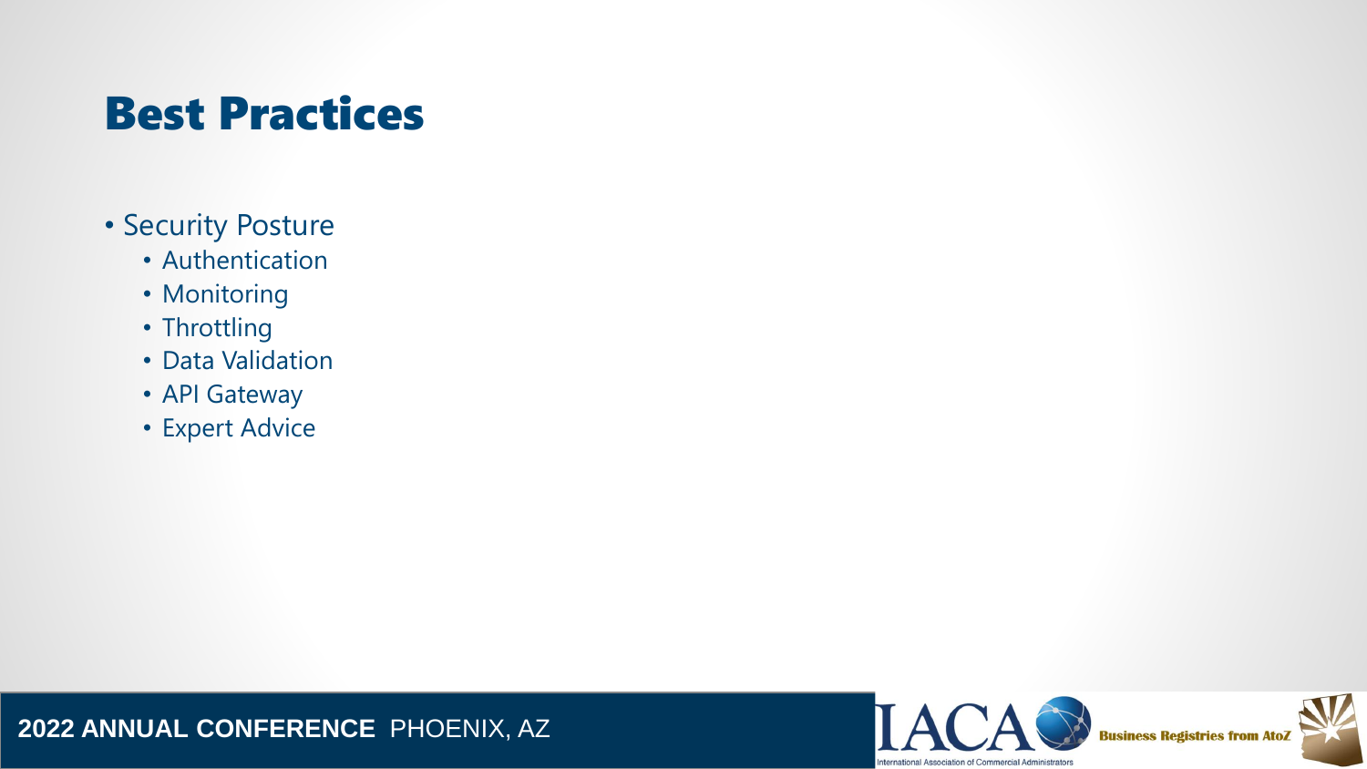# Best Practices

- Security Posture
  - Authentication
  - Monitoring
  - Throttling
  - Data Validation
  - API Gateway
  - Expert Advice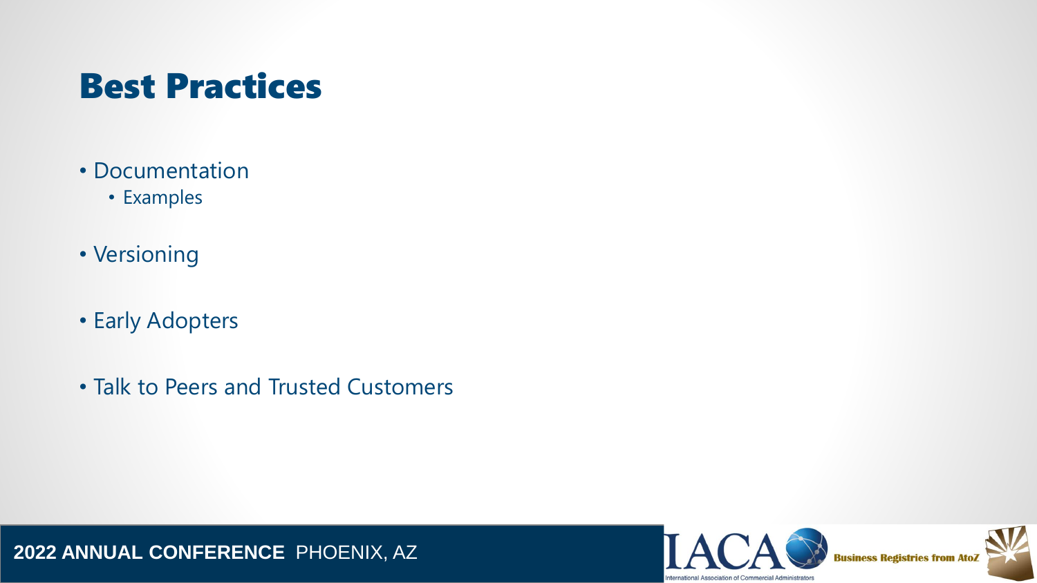# Best Practices

- Documentation
  - Examples
- Versioning
- Early Adopters
- Talk to Peers and Trusted Customers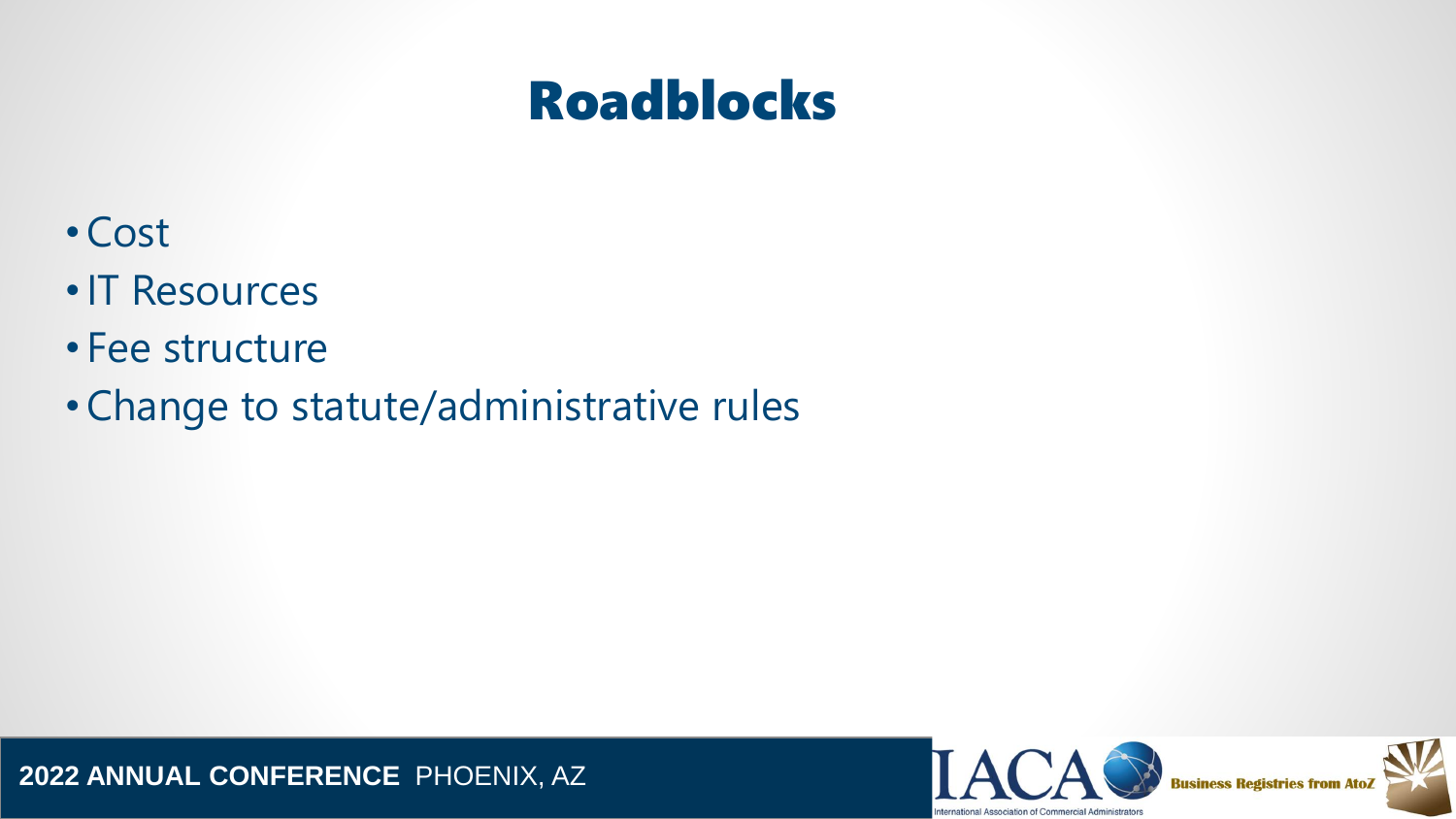# Roadblocks

- Cost
- IT Resources
- Fee structure
- Change to statute/administrative rules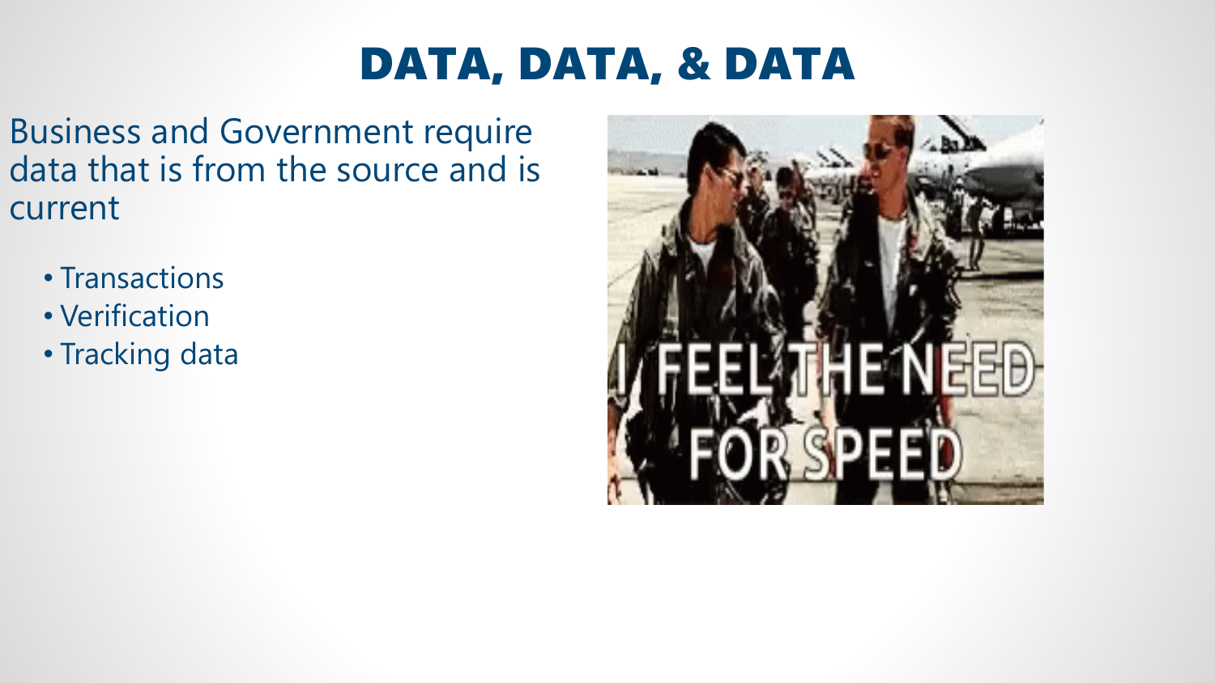# DATA, DATA, & DATA

Business and Government require data that is from the source and is current

- Transactions
- Verification
- Tracking data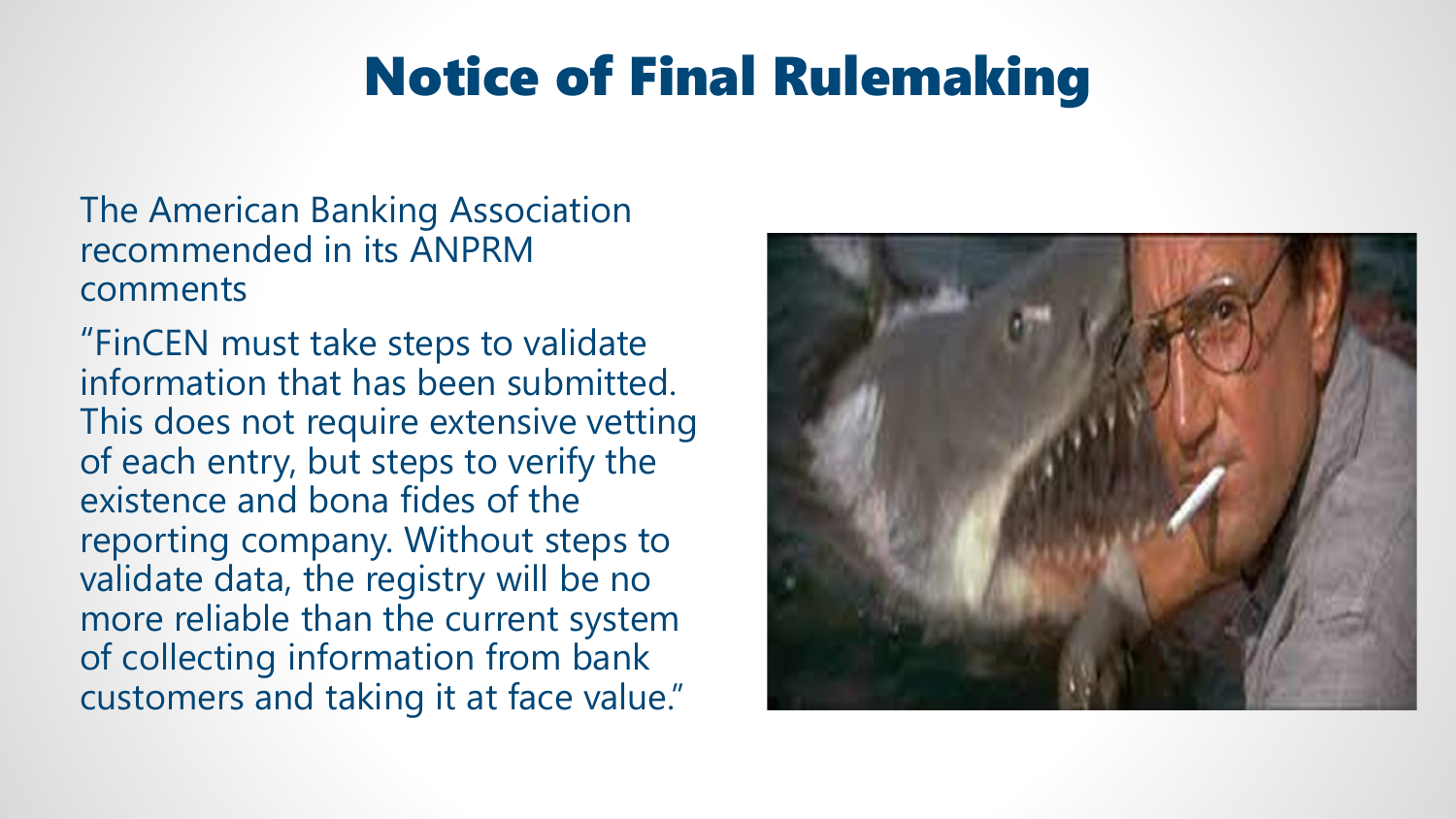# Notice of Final Rulemaking

The American Banking Association recommended in its ANPRM comments

"FinCEN must take steps to validate information that has been submitted. This does not require extensive vetting of each entry, but steps to verify the existence and bona fides of the reporting company. Without steps to validate data, the registry will be no more reliable than the current system of collecting information from bank customers and taking it at face value."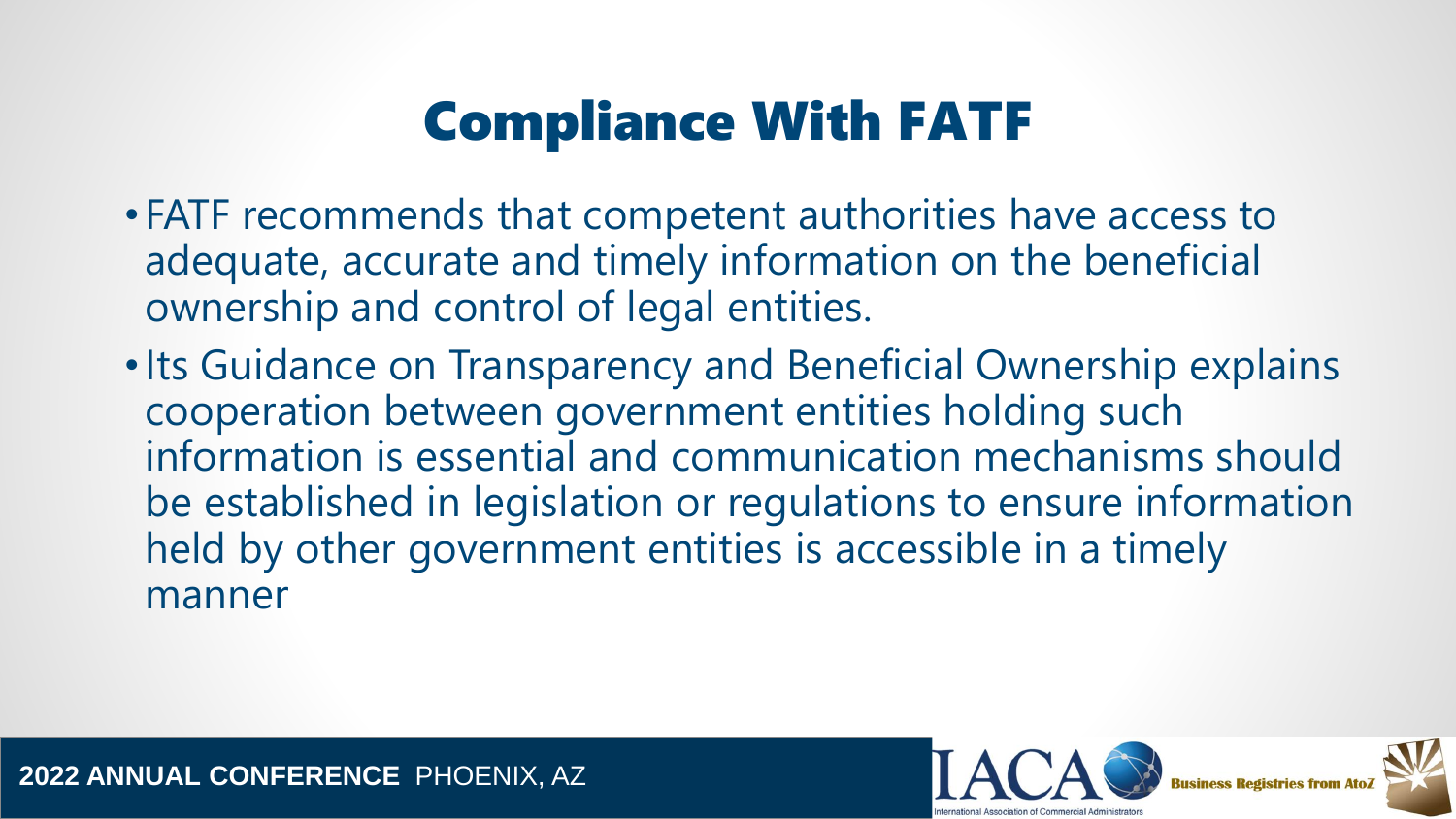# Compliance With FATF

- FATF recommends that competent authorities have access to adequate, accurate and timely information on the beneficial ownership and control of legal entities.
- Its Guidance on Transparency and Beneficial Ownership explains cooperation between government entities holding such information is essential and communication mechanisms should be established in legislation or regulations to ensure information held by other government entities is accessible in a timely manner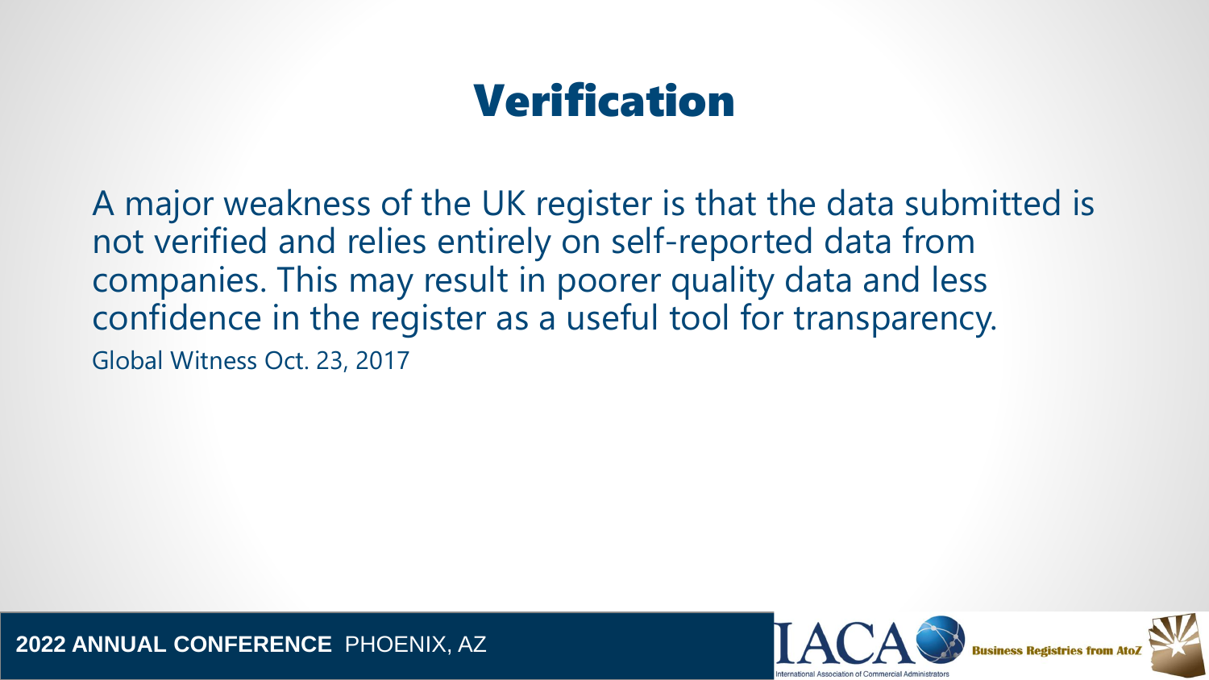# Verification

A major weakness of the UK register is that the data submitted is not verified and relies entirely on self-reported data from companies. This may result in poorer quality data and less confidence in the register as a useful tool for transparency.

Global Witness Oct. 23, 2017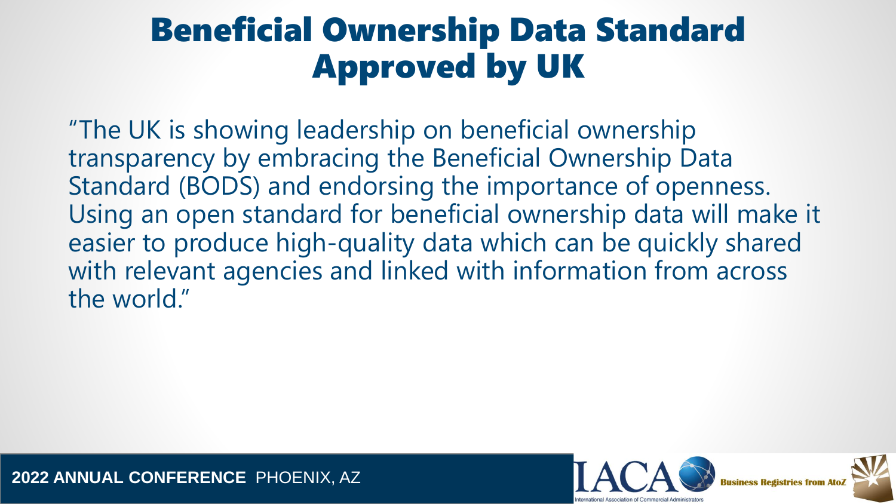# Beneficial Ownership Data Standard Approved by UK

"The UK is showing leadership on beneficial ownership transparency by embracing the Beneficial Ownership Data Standard (BODS) and endorsing the importance of openness. Using an open standard for beneficial ownership data will make it easier to produce high-quality data which can be quickly shared with relevant agencies and linked with information from across the world."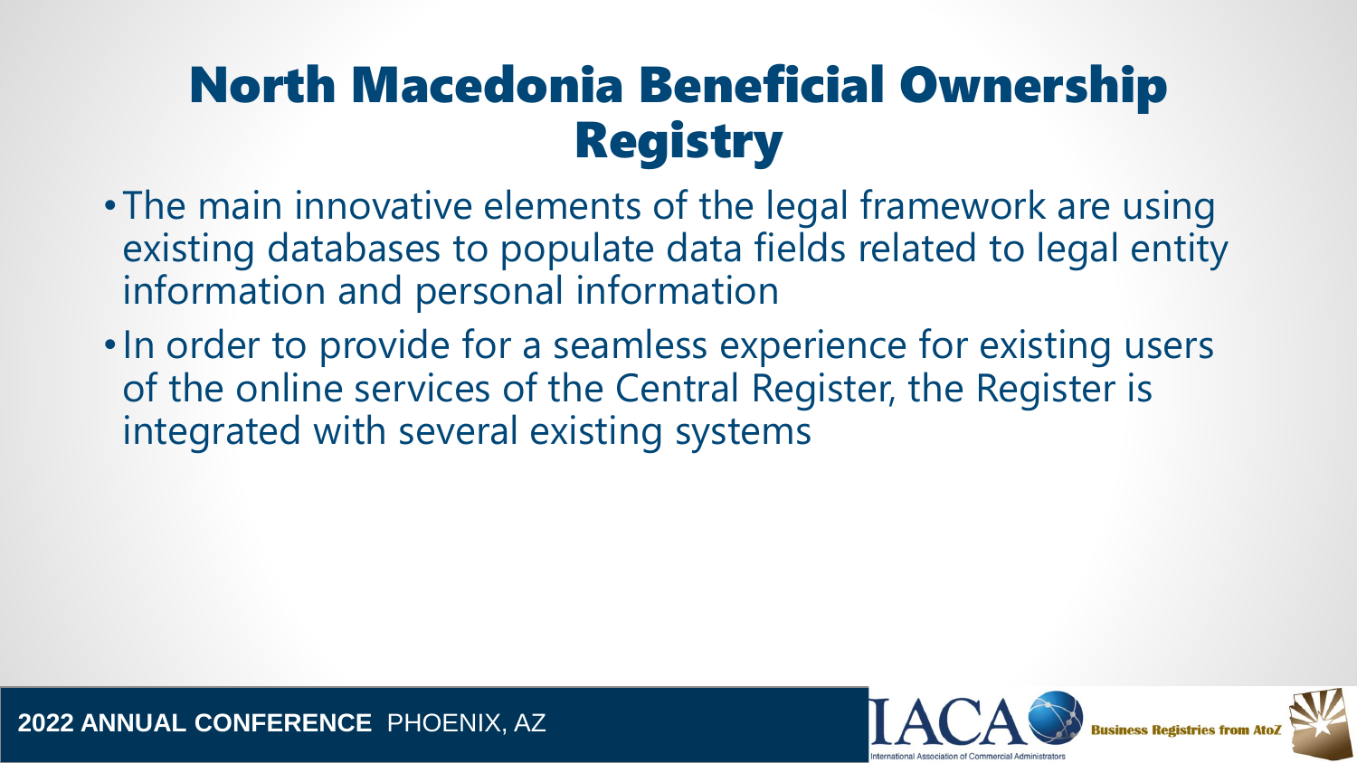# North Macedonia Beneficial Ownership Registry

- The main innovative elements of the legal framework are using existing databases to populate data fields related to legal entity information and personal information
- In order to provide for a seamless experience for existing users of the online services of the Central Register, the Register is integrated with several existing systems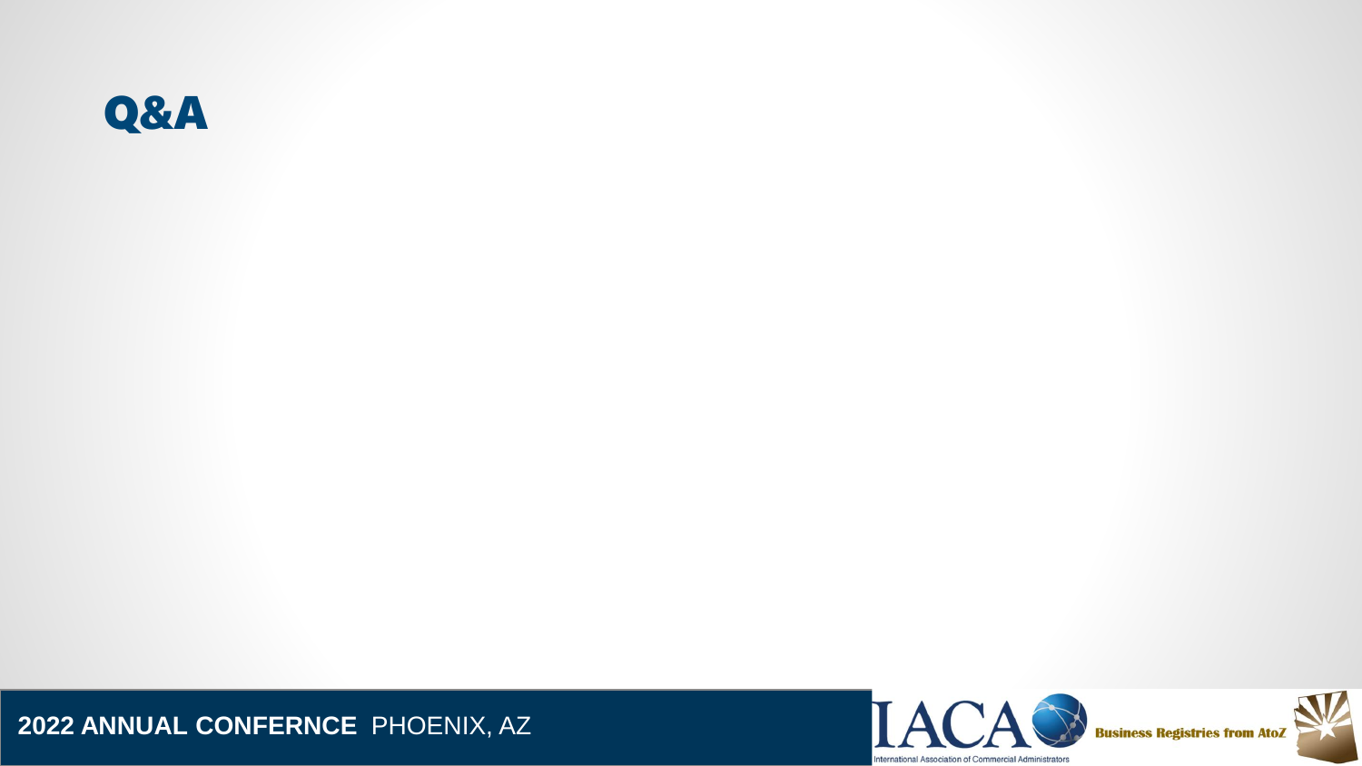# Q&A